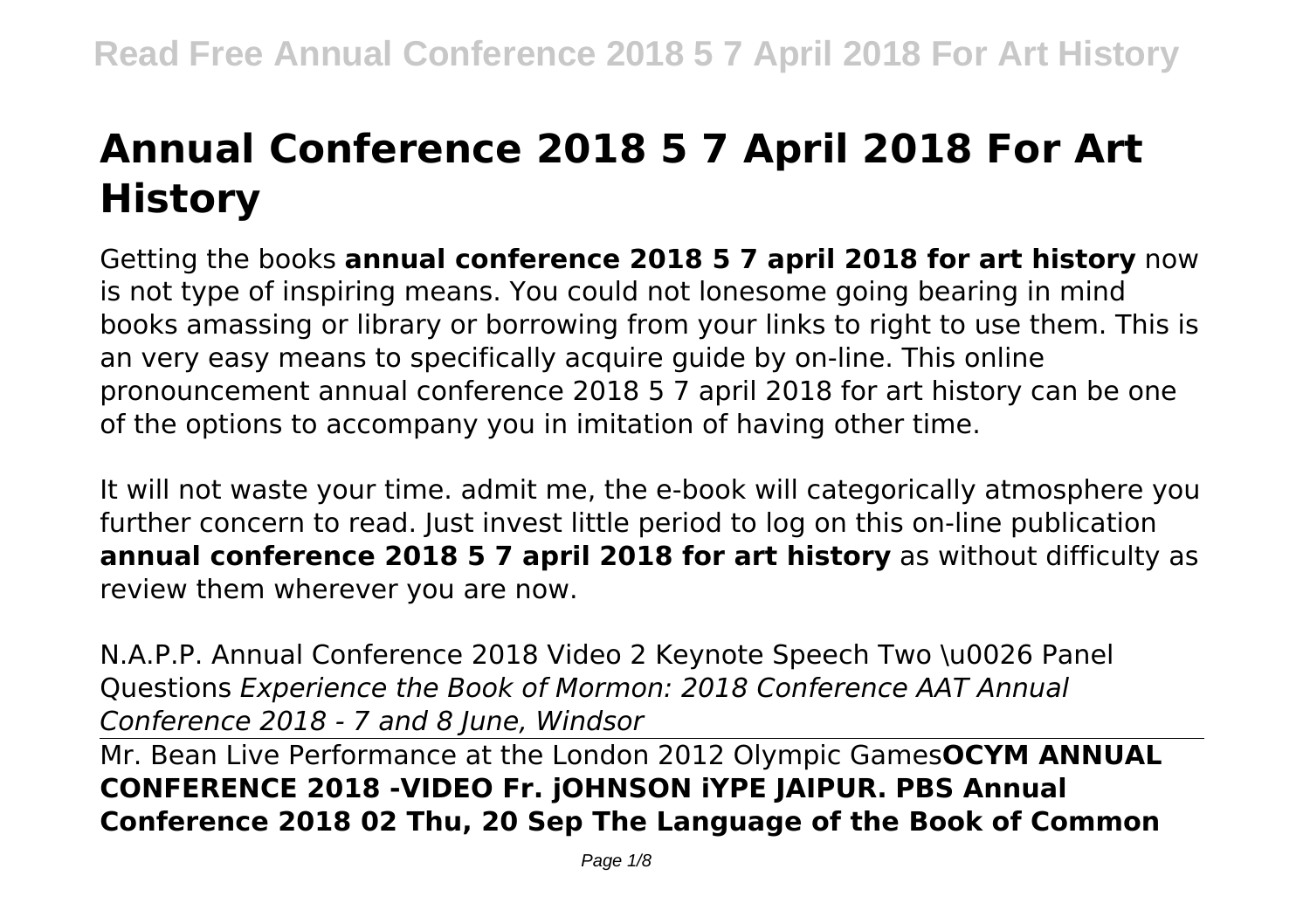# Annual Conference 2018 5 7 April 2018 For Art History

Getting the books **annual conference 2018 5 7 april 2018 for art history** now is not type of inspiring means. You could not lonesome going bearing in mind books amassing or library or borrowing from your links to right to use them. This is an very easy means to specifically acquire guide by on-line. This online pronouncement annual conference 2018 5 7 april 2018 for art history can be one of the options to accompany you in imitation of having other time.

It will not waste your time. admit me, the e-book will categorically atmosphere you further concern to read. Just invest little period to log on this on-line publication **annual conference 2018 5 7 april 2018 for art history** as without difficulty as review them wherever you are now.

N.A.P.P. Annual Conference 2018 Video 2 Keynote Speech Two \u0026 Panel Questions *Experience the Book of Mormon: 2018 Conference AAT Annual Conference 2018 - 7 and 8 June, Windsor*

Mr. Bean Live Performance at the London 2012 Olympic Games**OCYM ANNUAL CONFERENCE 2018 -VIDEO Fr. jOHNSON iYPE JAIPUR. PBS Annual Conference 2018 02 Thu, 20 Sep The Language of the Book of Common**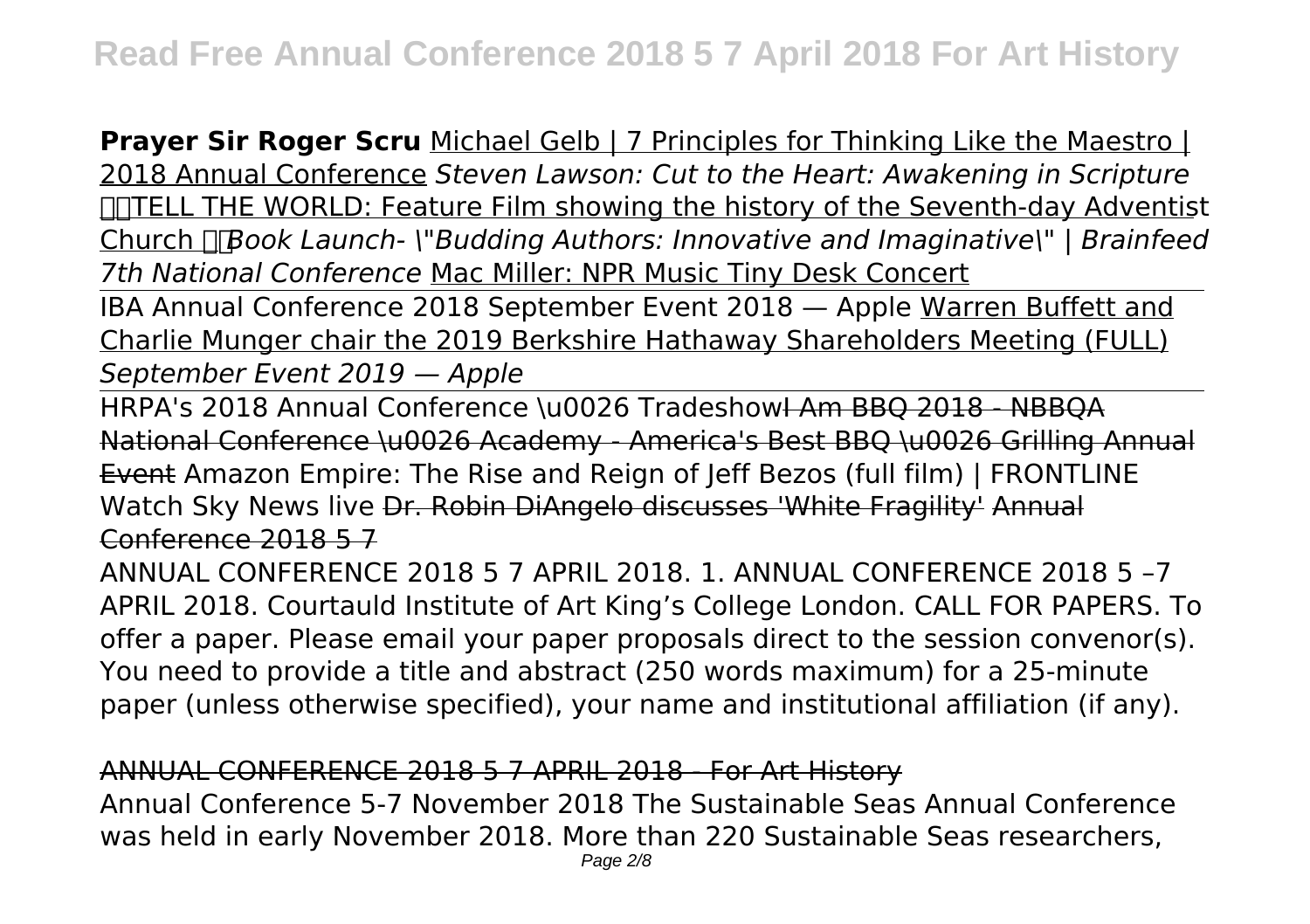**Prayer Sir Roger Scru** Michael Gelb | 7 Principles for Thinking Like the Maestro | 2018 Annual Conference *Steven Lawson: Cut to the Heart: Awakening in Scripture* TELL THE WORLD: Feature Film showing the history of the Seventh-day Adventist Church *Book Launch- \"Budding Authors: Innovative and Imaginative\" | Brainfeed 7th National Conference* Mac Miller: NPR Music Tiny Desk Concert

IBA Annual Conference 2018 September Event 2018 — Apple Warren Buffett and Charlie Munger chair the 2019 Berkshire Hathaway Shareholders Meeting (FULL) *September Event 2019 — Apple*

HRPA's 2018 Annual Conference \u0026 Tradeshow~~I Am BBQ 2018 - NBBQA National Conference \u0026 Academy - America's Best BBQ \u0026 Grilling Annual Event~~ Amazon Empire: The Rise and Reign of Jeff Bezos (full film) | FRONTLINE Watch Sky News live ~~Dr. Robin DiAngelo discusses 'White Fragility' Annual Conference 2018 5 7~~

ANNUAL CONFERENCE 2018 5 7 APRIL 2018. 1. ANNUAL CONFERENCE 2018 5 –7 APRIL 2018. Courtauld Institute of Art King's College London. CALL FOR PAPERS. To offer a paper. Please email your paper proposals direct to the session convenor(s). You need to provide a title and abstract (250 words maximum) for a 25-minute paper (unless otherwise specified), your name and institutional affiliation (if any).

~~ANNUAL CONFERENCE 2018 5 7 APRIL 2018 - For Art History~~

Annual Conference 5-7 November 2018 The Sustainable Seas Annual Conference was held in early November 2018. More than 220 Sustainable Seas researchers,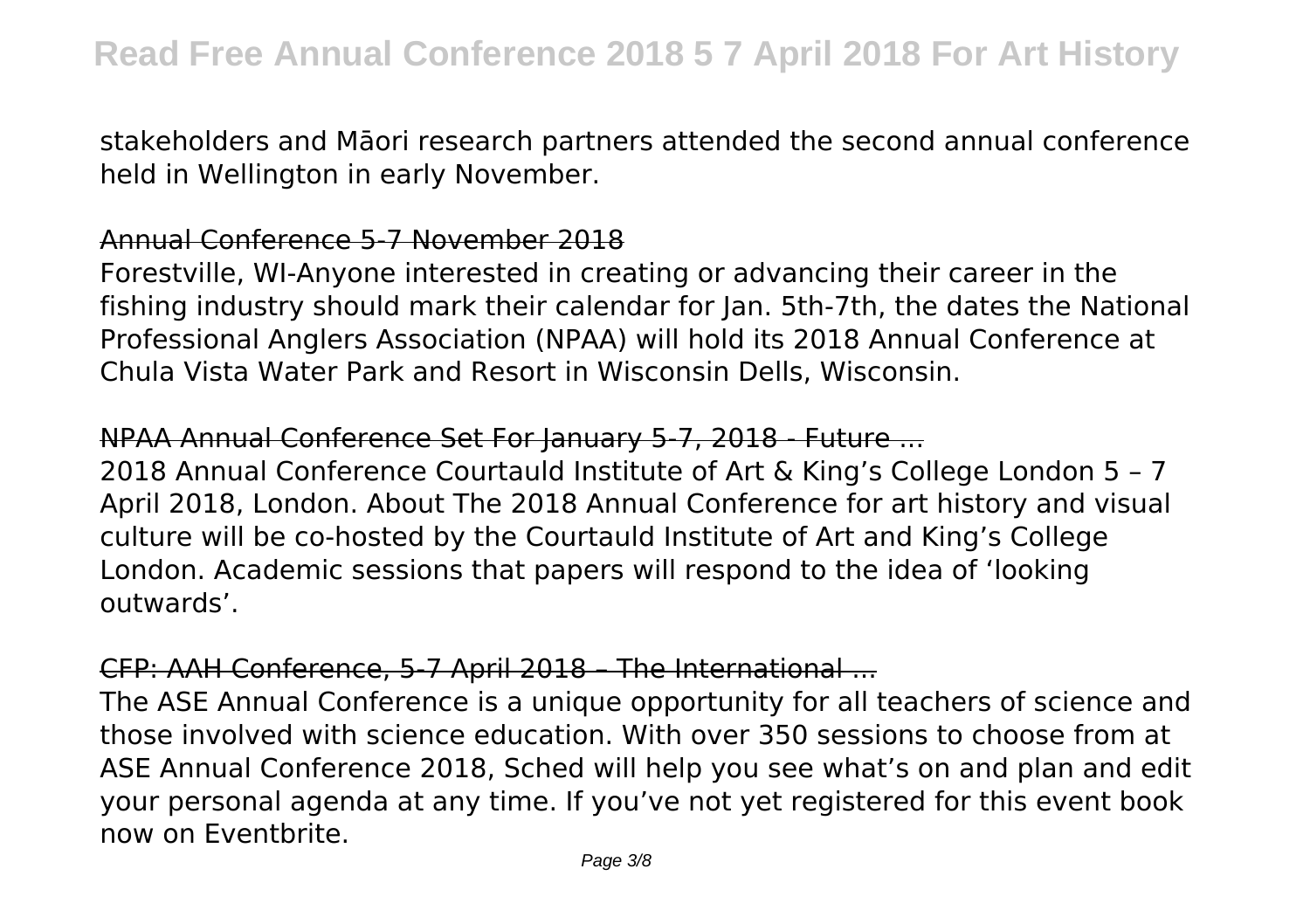stakeholders and Māori research partners attended the second annual conference held in Wellington in early November.

## Annual Conference 5-7 November 2018

Forestville, WI-Anyone interested in creating or advancing their career in the fishing industry should mark their calendar for Jan. 5th-7th, the dates the National Professional Anglers Association (NPAA) will hold its 2018 Annual Conference at Chula Vista Water Park and Resort in Wisconsin Dells, Wisconsin.

## NPAA Annual Conference Set For January 5-7, 2018 - Future ...

2018 Annual Conference Courtauld Institute of Art & King's College London 5 – 7 April 2018, London. About The 2018 Annual Conference for art history and visual culture will be co-hosted by the Courtauld Institute of Art and King's College London. Academic sessions that papers will respond to the idea of 'looking outwards'.

## CFP: AAH Conference, 5-7 April 2018 – The International ...

The ASE Annual Conference is a unique opportunity for all teachers of science and those involved with science education. With over 350 sessions to choose from at ASE Annual Conference 2018, Sched will help you see what's on and plan and edit your personal agenda at any time. If you've not yet registered for this event book now on Eventbrite.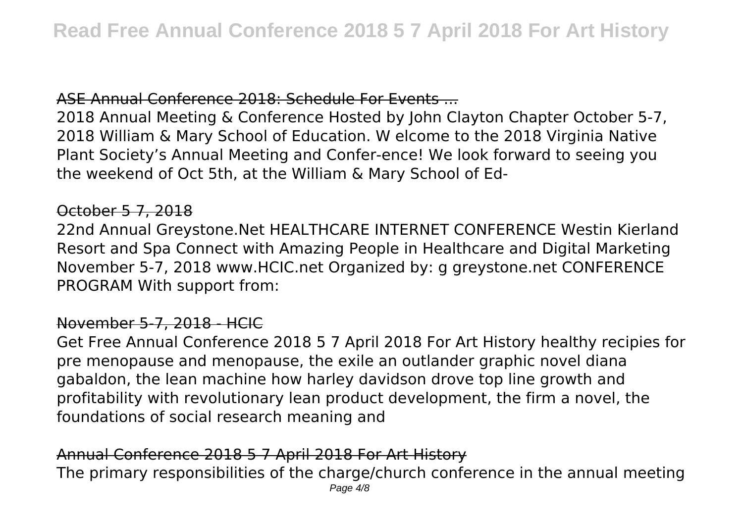## ASE Annual Conference 2018: Schedule For Events ...

2018 Annual Meeting & Conference Hosted by John Clayton Chapter October 5-7, 2018 William & Mary School of Education. W elcome to the 2018 Virginia Native Plant Society's Annual Meeting and Confer-ence! We look forward to seeing you the weekend of Oct 5th, at the William & Mary School of Ed-

## October 5 7, 2018

22nd Annual Greystone.Net HEALTHCARE INTERNET CONFERENCE Westin Kierland Resort and Spa Connect with Amazing People in Healthcare and Digital Marketing November 5-7, 2018 www.HCIC.net Organized by: g greystone.net CONFERENCE PROGRAM With support from:

## November 5-7, 2018 - HCIC

Get Free Annual Conference 2018 5 7 April 2018 For Art History healthy recipies for pre menopause and menopause, the exile an outlander graphic novel diana gabaldon, the lean machine how harley davidson drove top line growth and profitability with revolutionary lean product development, the firm a novel, the foundations of social research meaning and

## Annual Conference 2018 5 7 April 2018 For Art History

The primary responsibilities of the charge/church conference in the annual meeting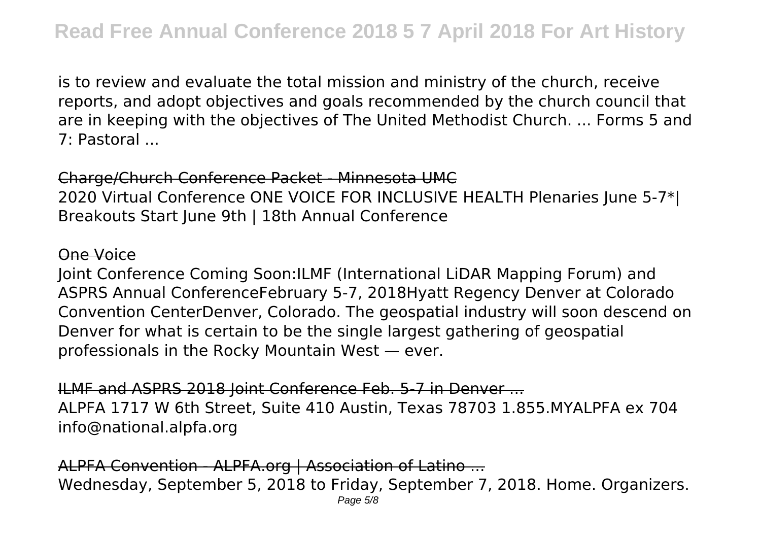is to review and evaluate the total mission and ministry of the church, receive reports, and adopt objectives and goals recommended by the church council that are in keeping with the objectives of The United Methodist Church. ... Forms 5 and 7: Pastoral ...

~~Charge/Church Conference Packet - Minnesota UMC~~

2020 Virtual Conference ONE VOICE FOR INCLUSIVE HEALTH Plenaries June 5-7*| Breakouts Start June 9th | 18th Annual Conference

~~One Voice~~

Joint Conference Coming Soon:ILMF (International LiDAR Mapping Forum) and ASPRS Annual ConferenceFebruary 5-7, 2018Hyatt Regency Denver at Colorado Convention CenterDenver, Colorado. The geospatial industry will soon descend on Denver for what is certain to be the single largest gathering of geospatial professionals in the Rocky Mountain West — ever.

~~ILMF and ASPRS 2018 Joint Conference Feb. 5-7 in Denver ...~~

ALPFA 1717 W 6th Street, Suite 410 Austin, Texas 78703 1.855.MYALPFA ex 704 info@national.alpfa.org

~~ALPFA Convention - ALPFA.org | Association of Latino ...~~

Wednesday, September 5, 2018 to Friday, September 7, 2018. Home. Organizers.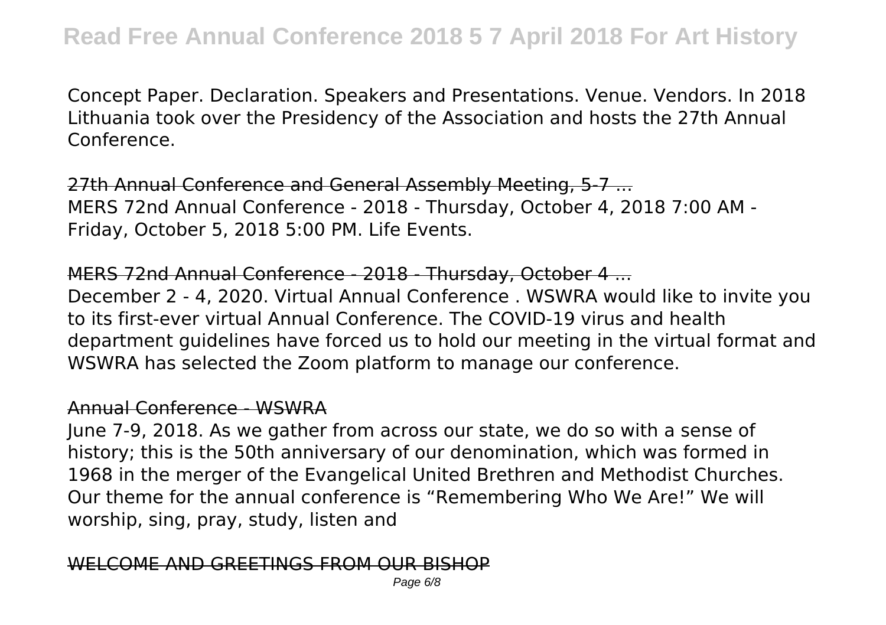Concept Paper. Declaration. Speakers and Presentations. Venue. Vendors. In 2018 Lithuania took over the Presidency of the Association and hosts the 27th Annual Conference.

## 27th Annual Conference and General Assembly Meeting, 5-7 ...

MERS 72nd Annual Conference - 2018 - Thursday, October 4, 2018 7:00 AM - Friday, October 5, 2018 5:00 PM. Life Events.

## MERS 72nd Annual Conference - 2018 - Thursday, October 4 ...

December 2 - 4, 2020. Virtual Annual Conference . WSWRA would like to invite you to its first-ever virtual Annual Conference. The COVID-19 virus and health department guidelines have forced us to hold our meeting in the virtual format and WSWRA has selected the Zoom platform to manage our conference.

## Annual Conference - WSWRA

June 7-9, 2018. As we gather from across our state, we do so with a sense of history; this is the 50th anniversary of our denomination, which was formed in 1968 in the merger of the Evangelical United Brethren and Methodist Churches. Our theme for the annual conference is "Remembering Who We Are!" We will worship, sing, pray, study, listen and

## WELCOME AND GREETINGS FROM OUR BISHOP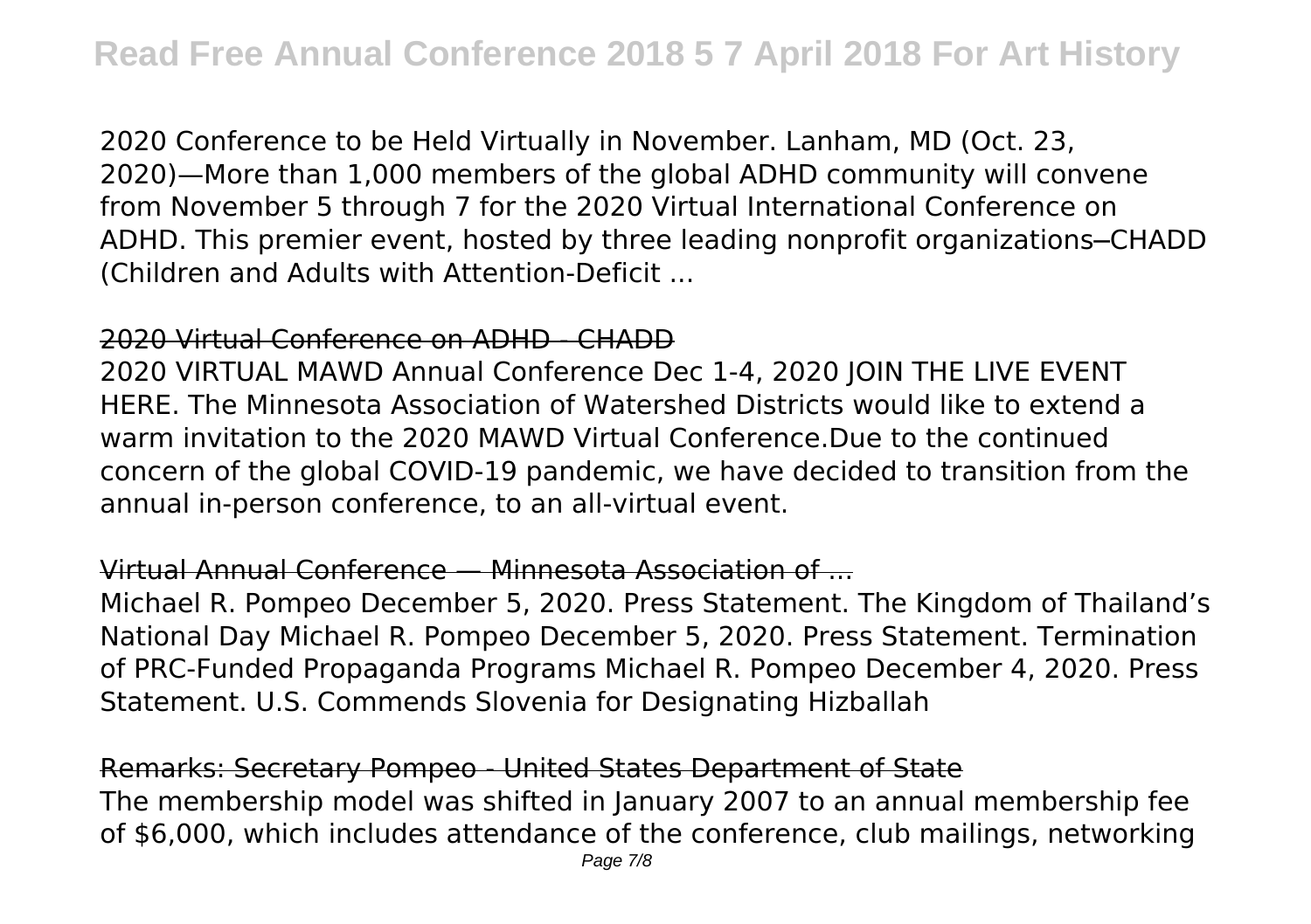2020 Conference to be Held Virtually in November. Lanham, MD (Oct. 23, 2020)—More than 1,000 members of the global ADHD community will convene from November 5 through 7 for the 2020 Virtual International Conference on ADHD. This premier event, hosted by three leading nonprofit organizations‒CHADD (Children and Adults with Attention-Deficit ...

## 2020 Virtual Conference on ADHD - CHADD

2020 VIRTUAL MAWD Annual Conference Dec 1-4, 2020 JOIN THE LIVE EVENT HERE. The Minnesota Association of Watershed Districts would like to extend a warm invitation to the 2020 MAWD Virtual Conference.Due to the continued concern of the global COVID-19 pandemic, we have decided to transition from the annual in-person conference, to an all-virtual event.

## Virtual Annual Conference — Minnesota Association of ...

Michael R. Pompeo December 5, 2020. Press Statement. The Kingdom of Thailand's National Day Michael R. Pompeo December 5, 2020. Press Statement. Termination of PRC-Funded Propaganda Programs Michael R. Pompeo December 4, 2020. Press Statement. U.S. Commends Slovenia for Designating Hizballah

## Remarks: Secretary Pompeo - United States Department of State

The membership model was shifted in January 2007 to an annual membership fee of $6,000, which includes attendance of the conference, club mailings, networking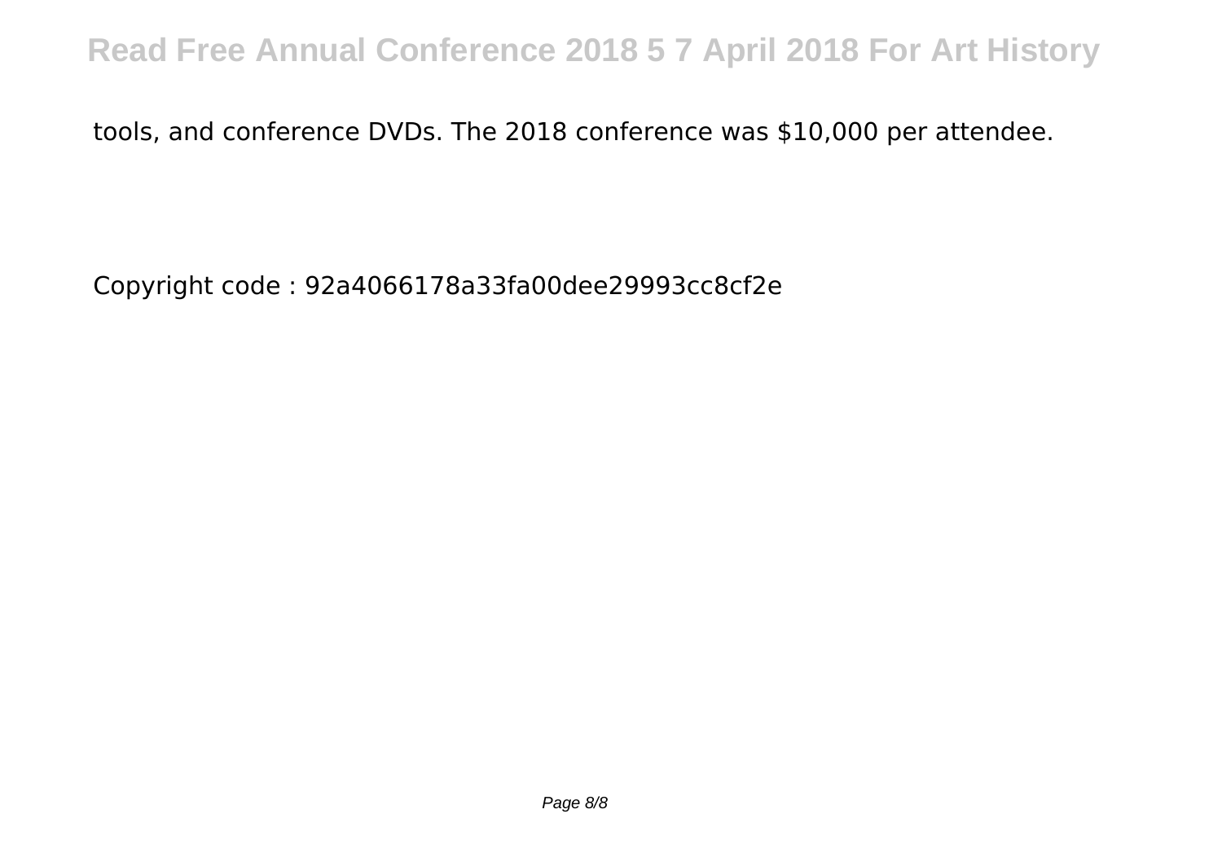tools, and conference DVDs. The 2018 conference was $10,000 per attendee.

Copyright code : 92a4066178a33fa00dee29993cc8cf2e